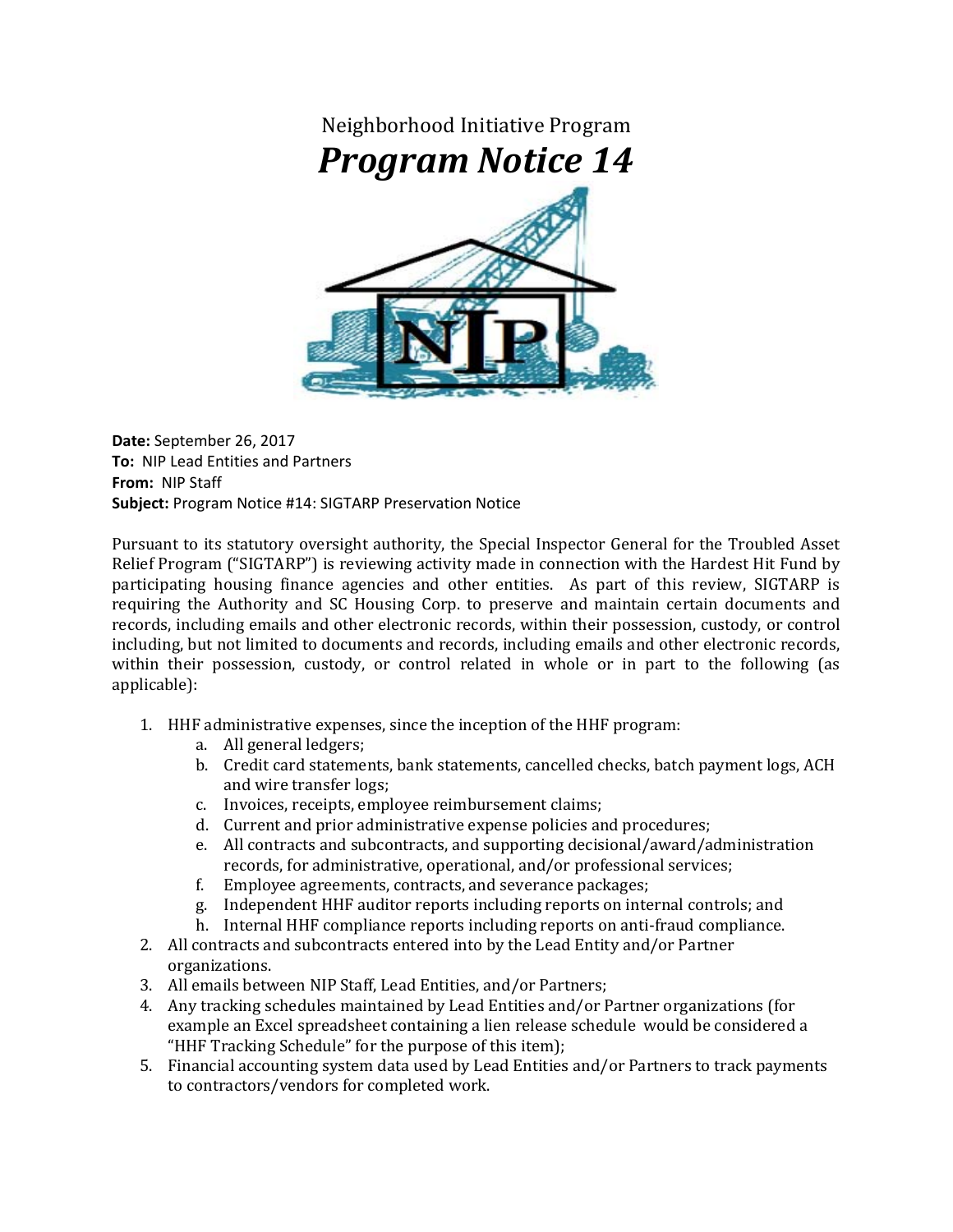Neighborhood Initiative Program

# *Program Notice 14*

**Date:** September 26, 2017
**To:** NIP Lead Entities and Partners
**From:** NIP Staff
**Subject:** Program Notice #14: SIGTARP Preservation Notice

Pursuant to its statutory oversight authority, the Special Inspector General for the Troubled Asset Relief Program ("SIGTARP") is reviewing activity made in connection with the Hardest Hit Fund by participating housing finance agencies and other entities. As part of this review, SIGTARP is requiring the Authority and SC Housing Corp. to preserve and maintain certain documents and records, including emails and other electronic records, within their possession, custody, or control including, but not limited to documents and records, including emails and other electronic records, within their possession, custody, or control related in whole or in part to the following (as applicable):

1. HHF administrative expenses, since the inception of the HHF program:
   a. All general ledgers;
   b. Credit card statements, bank statements, cancelled checks, batch payment logs, ACH and wire transfer logs;
   c. Invoices, receipts, employee reimbursement claims;
   d. Current and prior administrative expense policies and procedures;
   e. All contracts and subcontracts, and supporting decisional/award/administration records, for administrative, operational, and/or professional services;
   f. Employee agreements, contracts, and severance packages;
   g. Independent HHF auditor reports including reports on internal controls; and
   h. Internal HHF compliance reports including reports on anti-fraud compliance.
2. All contracts and subcontracts entered into by the Lead Entity and/or Partner organizations.
3. All emails between NIP Staff, Lead Entities, and/or Partners;
4. Any tracking schedules maintained by Lead Entities and/or Partner organizations (for example an Excel spreadsheet containing a lien release schedule would be considered a "HHF Tracking Schedule" for the purpose of this item);
5. Financial accounting system data used by Lead Entities and/or Partners to track payments to contractors/vendors for completed work.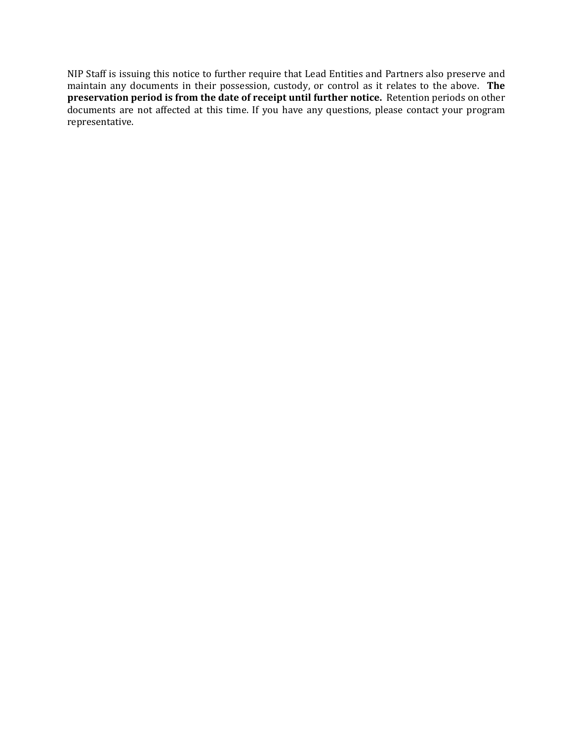NIP Staff is issuing this notice to further require that Lead Entities and Partners also preserve and maintain any documents in their possession, custody, or control as it relates to the above. **The preservation period is from the date of receipt until further notice.** Retention periods on other documents are not affected at this time. If you have any questions, please contact your program representative.